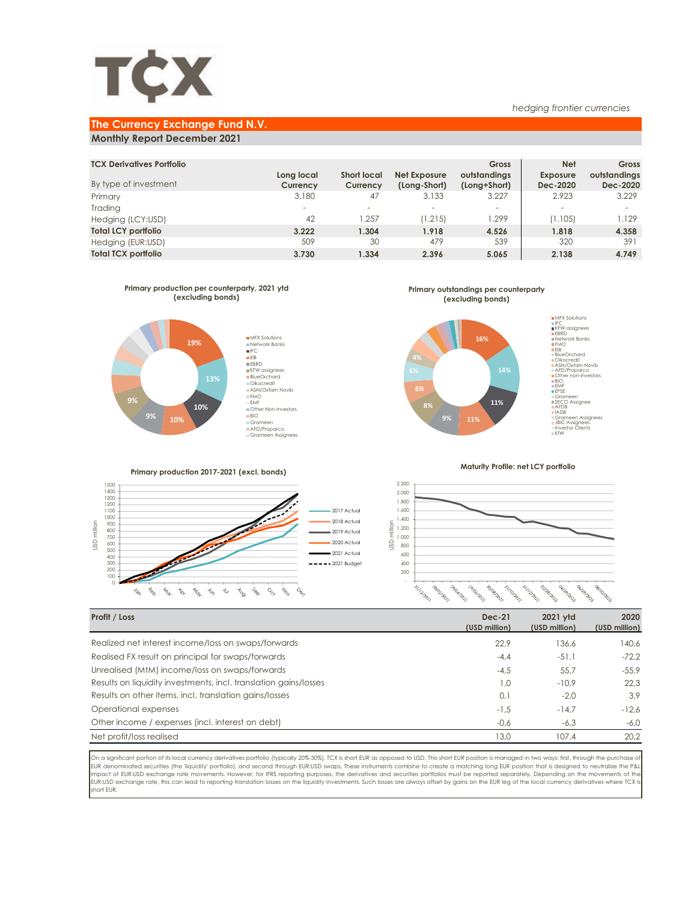# TCX

*hedging frontier currencies*

## The Currency Exchange Fund N.V.

### Monthly Report December 2021

| TCX Derivatives Portfolio<br>By type of investment | Long local Currency | Short local Currency | Net Exposure (Long-Short) | Gross outstandings (Long+Short) | Net Exposure Dec-2020 | Gross outstandings Dec-2020 |
|---|---|---|---|---|---|---|
| Primary | 3.180 | 47 | 3.133 | 3.227 | 2.923 | 3.229 |
| Trading | - | - | - | - | - | - |
| Hedging (LCY:USD) | 42 | 1.257 | (1.215) | 1.299 | (1.105) | 1.129 |
| **Total LCY portfolio** | **3.222** | **1.304** | **1.918** | **4.526** | **1.818** | **4.358** |
| Hedging (EUR:USD) | 509 | 30 | 479 | 539 | 320 | 391 |
| **Total TCX portfolio** | **3.730** | **1.334** | **2.396** | **5.065** | **2.138** | **4.749** |

**Primary production per counterparty, 2021 ytd (excluding bonds)**

MFX Solutions 19%, Network Banks 13%, IFC 10%, EIB 10%, EBRD 9%, KFW assignees 9%, BlueOrchard, Oikocredit, ASN/Oxfam Novib, FMO, EMF, Other Non-Investors, BIO, Grameen, AFD/Proparco, Grameen Assignees

**Primary outstandings per counterparty (excluding bonds)**

MFX Solutions 16%, IFC 14%, KFW assignees 11%, EBRD 11%, Network Banks 9%, FMO 8%, EIB 6%, BlueOrchard 6%, Oikocredit 4%, ASN/Oxfam Novib, AFD/Proparco, Other non-investors, BIO, EMF, EFSE, Grameen, SECO Assignee, AFDB, IADB, Grameen Assignees, JBIC Assignees, Investor Clients, KfW

**Primary production 2017-2021 (excl. bonds)**

USD million; series: 2017 Actual, 2018 Actual, 2019 Actual, 2020 Actual, 2021 Actual, 2021 Budget; months Jan–Dec

**Maturity Profile: net LCY portfolio**

USD million; dates 31/12/2021 to 30/06/2023

| Profit / Loss | Dec-21 (USD million) | 2021 ytd (USD million) | 2020 (USD million) |
|---|---|---|---|
| Realized net interest income/loss on swaps/forwards | 22,9 | 136,6 | 140,6 |
| Realised FX result on principal for swaps/forwards | -4,4 | -51,1 | -72,2 |
| Unrealised (MtM) income/loss on swaps/forwards | -4,5 | 55,7 | -55,9 |
| Results on liquidity investments, incl. translation gains/losses | 1,0 | -10,9 | 22,3 |
| Results on other items, incl. translation gains/losses | 0,1 | -2,0 | 3,9 |
| Operational expenses | -1,5 | -14,7 | -12,6 |
| Other income / expenses (incl. interest on debt) | -0,6 | -6,3 | -6,0 |
| Net profit/loss realised | 13,0 | 107,4 | 20,2 |

On a significant portion of its local currency derivatives portfolio (typically 20%-30%), TCX is short EUR as opposed to USD. This short EUR position is managed in two ways: first, through the purchase of EUR denominated securities (the 'liquidity' portfolio), and second through EUR:USD swaps. These instruments combine to create a matching long EUR position that is designed to neutralize the P&L impact of EUR:USD exchange rate movements. However, for IFRS reporting purposes, the derivatives and securities portfolios must be reported separately. Depending on the movements of the EUR:USD exchange rate, this can lead to reporting translation losses on the liquidity investments. Such losses are always offset by gains on the EUR leg of the local currency derivatives where TCX is short EUR.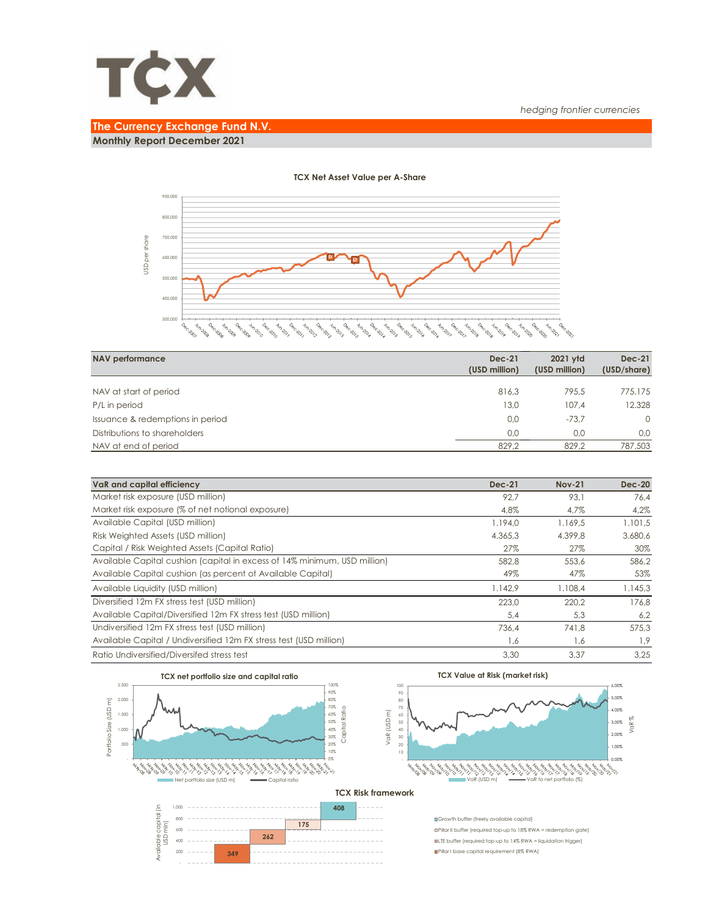*hedging frontier currencies*

## The Currency Exchange Fund N.V.

**Monthly Report December 2021**

**TCX Net Asset Value per A-Share**

| NAV performance | Dec-21 (USD million) | 2021 ytd (USD million) | Dec-21 (USD/share) |
|---|---|---|---|
| NAV at start of period | 816,3 | 795,5 | 775.175 |
| P/L in period | 13,0 | 107,4 | 12.328 |
| Issuance & redemptions in period | 0,0 | -73,7 | 0 |
| Distributions to shareholders | 0,0 | 0,0 | 0,0 |
| NAV at end of period | 829,2 | 829,2 | 787.503 |

| VaR and capital efficiency | Dec-21 | Nov-21 | Dec-20 |
|---|---|---|---|
| Market risk exposure (USD million) | 92,7 | 93,1 | 76,4 |
| Market risk exposure (% of net notional exposure) | 4,8% | 4,7% | 4,2% |
| Available Capital (USD million) | 1.194,0 | 1.169,5 | 1.101,5 |
| Risk Weighted Assets (USD million) | 4.365,3 | 4.399,8 | 3.680,6 |
| Capital / Risk Weighted Assets (Capital Ratio) | 27% | 27% | 30% |
| Available Capital cushion (capital in excess of 14% minimum, USD million) | 582,8 | 553,6 | 586,2 |
| Available Capital cushion (as percent of Available Capital) | 49% | 47% | 53% |
| Available Liquidity (USD million) | 1.142,9 | 1.108,4 | 1.145,3 |
| Diversified 12m FX stress test (USD million) | 223,0 | 220,2 | 176,8 |
| Available Capital/Diversified 12m FX stress test (USD million) | 5,4 | 5,3 | 6,2 |
| Undiversified 12m FX stress test (USD million) | 736,4 | 741,8 | 575,3 |
| Available Capital / Undiversified 12m FX stress test (USD million) | 1,6 | 1,6 | 1,9 |
| Ratio Undiversified/Diversifed stress test | 3,30 | 3,37 | 3,25 |

**TCX net portfolio size and capital ratio**

**TCX Value at Risk (market risk)**

**TCX Risk framework**

- Growth buffer (freely available capital): 408
- Pillar II buffer (required top-up to 18% RWA = redemption gate): 175
- LTE buffer (required top-up to 14% RWA = liquidation trigger): 262
- Pillar I base capital requirement (8% RWA): 349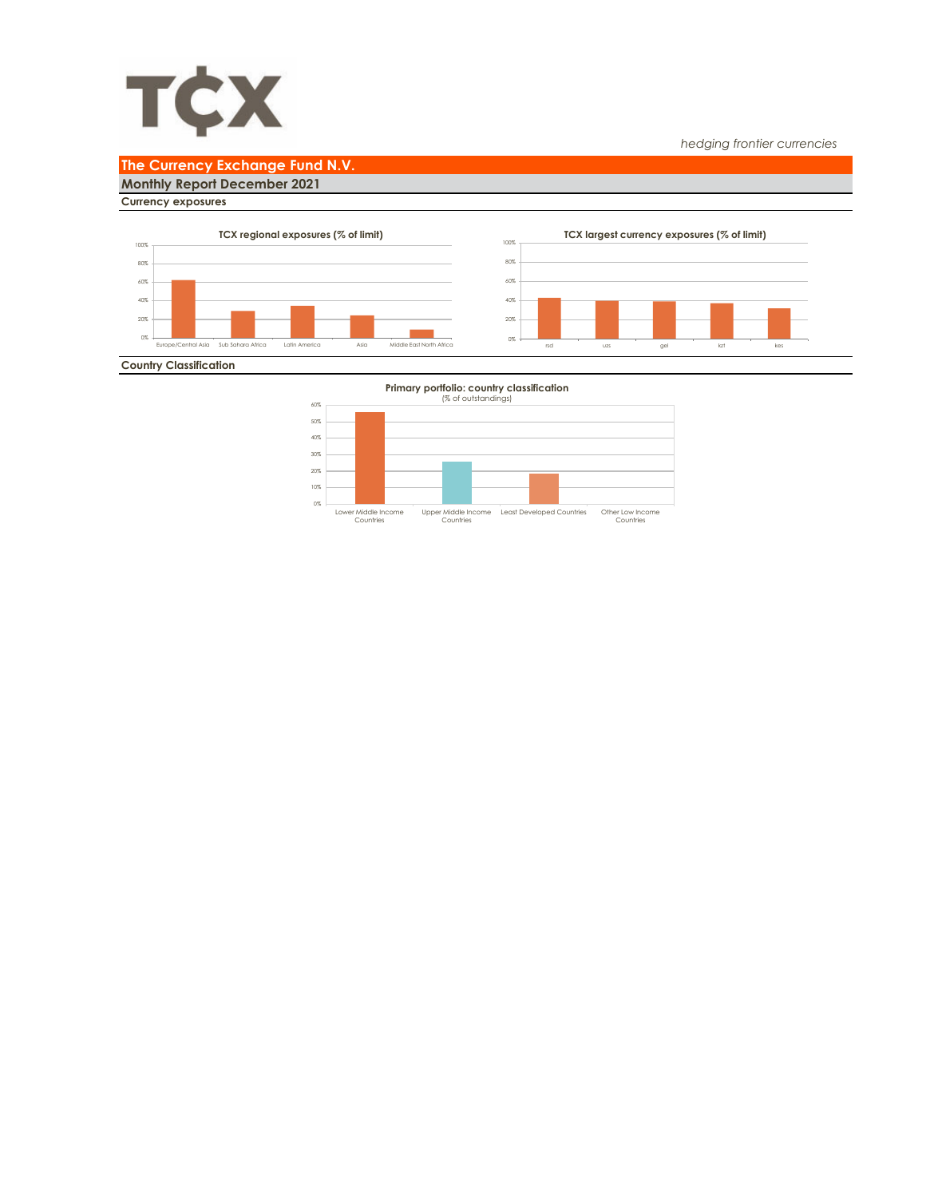## The Currency Exchange Fund N.V.

### Monthly Report December 2021

#### Currency exposures

**TCX regional exposures (% of limit)**

100%
80%
60%
40%
20%
0%

Europe/Central Asia
Sub Sahara Africa
Latin America
Asia
Middle East North Africa

**TCX largest currency exposures (% of limit)**

100%
80%
60%
40%
20%
0%

rsd
uzs
gel
kzt
kes

#### Country Classification

**Primary portfolio: country classification**
(% of outstandings)

60%
50%
40%
30%
20%
10%
0%

Lower Middle Income Countries
Upper Middle Income Countries
Least Developed Countries
Other Low Income Countries